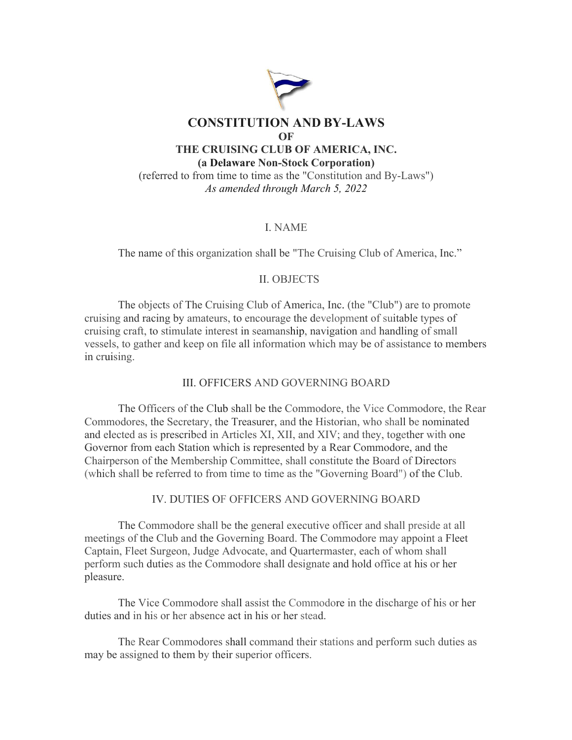# CONSTITUTION AND BY-LAWS
## OF
## THE CRUISING CLUB OF AMERICA, INC.
### (a Delaware Non-Stock Corporation)

(referred to from time to time as the "Constitution and By-Laws")

*As amended through March 5, 2022*

## I. NAME

The name of this organization shall be "The Cruising Club of America, Inc."

## II. OBJECTS

The objects of The Cruising Club of America, Inc. (the "Club") are to promote cruising and racing by amateurs, to encourage the development of suitable types of cruising craft, to stimulate interest in seamanship, navigation and handling of small vessels, to gather and keep on file all information which may be of assistance to members in cruising.

## III. OFFICERS AND GOVERNING BOARD

The Officers of the Club shall be the Commodore, the Vice Commodore, the Rear Commodores, the Secretary, the Treasurer, and the Historian, who shall be nominated and elected as is prescribed in Articles XI, XII, and XIV; and they, together with one Governor from each Station which is represented by a Rear Commodore, and the Chairperson of the Membership Committee, shall constitute the Board of Directors (which shall be referred to from time to time as the "Governing Board") of the Club.

## IV. DUTIES OF OFFICERS AND GOVERNING BOARD

The Commodore shall be the general executive officer and shall preside at all meetings of the Club and the Governing Board. The Commodore may appoint a Fleet Captain, Fleet Surgeon, Judge Advocate, and Quartermaster, each of whom shall perform such duties as the Commodore shall designate and hold office at his or her pleasure.

The Vice Commodore shall assist the Commodore in the discharge of his or her duties and in his or her absence act in his or her stead.

The Rear Commodores shall command their stations and perform such duties as may be assigned to them by their superior officers.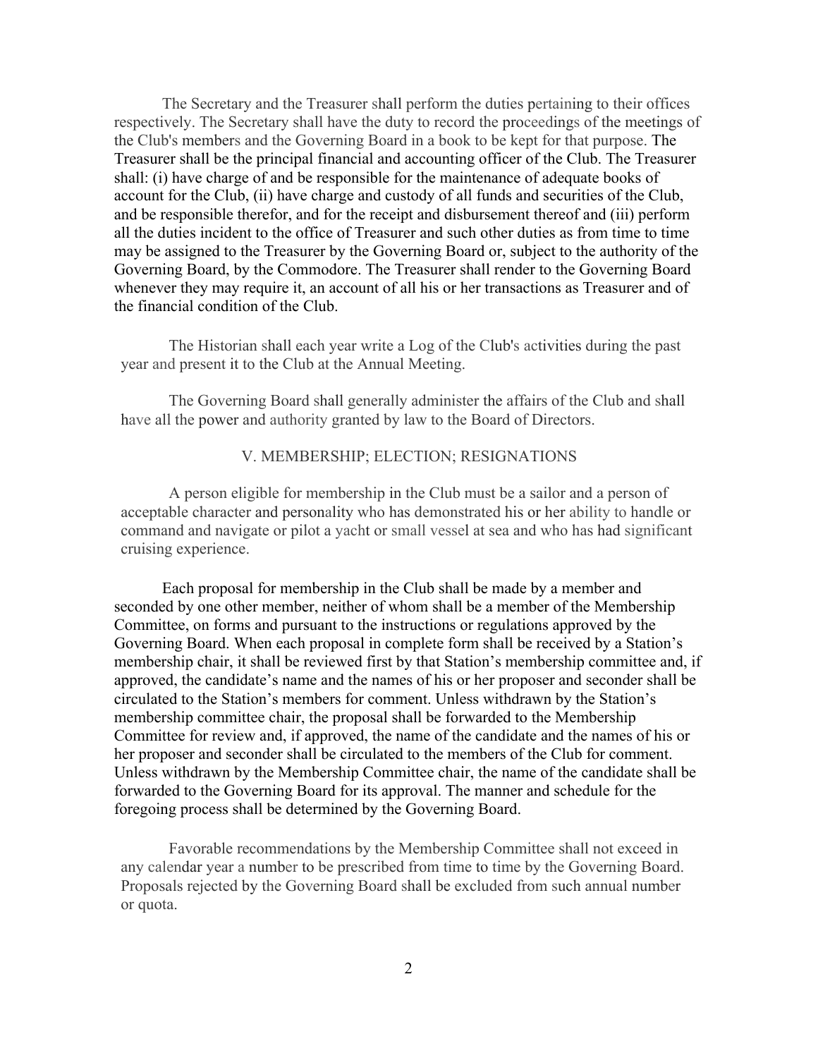The Secretary and the Treasurer shall perform the duties pertaining to their offices respectively. The Secretary shall have the duty to record the proceedings of the meetings of the Club's members and the Governing Board in a book to be kept for that purpose. The Treasurer shall be the principal financial and accounting officer of the Club. The Treasurer shall: (i) have charge of and be responsible for the maintenance of adequate books of account for the Club, (ii) have charge and custody of all funds and securities of the Club, and be responsible therefor, and for the receipt and disbursement thereof and (iii) perform all the duties incident to the office of Treasurer and such other duties as from time to time may be assigned to the Treasurer by the Governing Board or, subject to the authority of the Governing Board, by the Commodore. The Treasurer shall render to the Governing Board whenever they may require it, an account of all his or her transactions as Treasurer and of the financial condition of the Club.

The Historian shall each year write a Log of the Club's activities during the past year and present it to the Club at the Annual Meeting.

The Governing Board shall generally administer the affairs of the Club and shall have all the power and authority granted by law to the Board of Directors.

## V. MEMBERSHIP; ELECTION; RESIGNATIONS

A person eligible for membership in the Club must be a sailor and a person of acceptable character and personality who has demonstrated his or her ability to handle or command and navigate or pilot a yacht or small vessel at sea and who has had significant cruising experience.

Each proposal for membership in the Club shall be made by a member and seconded by one other member, neither of whom shall be a member of the Membership Committee, on forms and pursuant to the instructions or regulations approved by the Governing Board. When each proposal in complete form shall be received by a Station's membership chair, it shall be reviewed first by that Station's membership committee and, if approved, the candidate's name and the names of his or her proposer and seconder shall be circulated to the Station's members for comment. Unless withdrawn by the Station's membership committee chair, the proposal shall be forwarded to the Membership Committee for review and, if approved, the name of the candidate and the names of his or her proposer and seconder shall be circulated to the members of the Club for comment. Unless withdrawn by the Membership Committee chair, the name of the candidate shall be forwarded to the Governing Board for its approval. The manner and schedule for the foregoing process shall be determined by the Governing Board.

Favorable recommendations by the Membership Committee shall not exceed in any calendar year a number to be prescribed from time to time by the Governing Board. Proposals rejected by the Governing Board shall be excluded from such annual number or quota.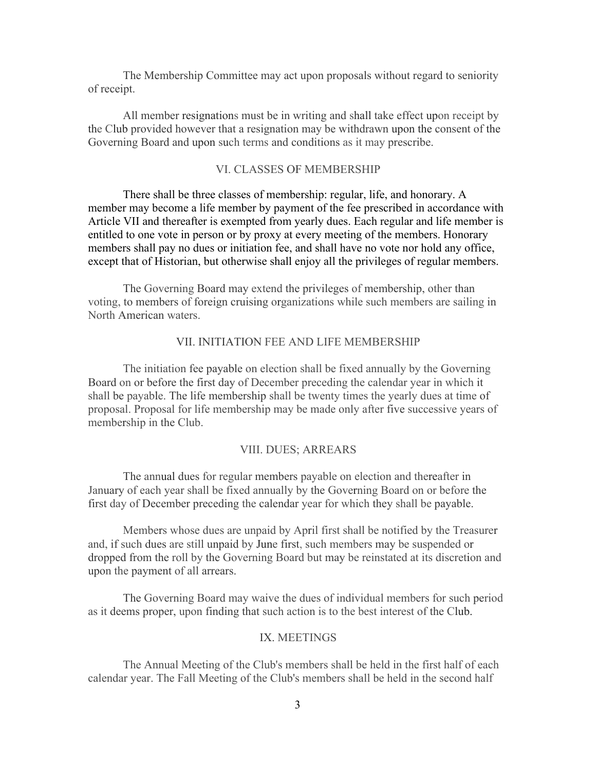The Membership Committee may act upon proposals without regard to seniority of receipt.

All member resignations must be in writing and shall take effect upon receipt by the Club provided however that a resignation may be withdrawn upon the consent of the Governing Board and upon such terms and conditions as it may prescribe.

## VI. CLASSES OF MEMBERSHIP

There shall be three classes of membership: regular, life, and honorary. A member may become a life member by payment of the fee prescribed in accordance with Article VII and thereafter is exempted from yearly dues. Each regular and life member is entitled to one vote in person or by proxy at every meeting of the members. Honorary members shall pay no dues or initiation fee, and shall have no vote nor hold any office, except that of Historian, but otherwise shall enjoy all the privileges of regular members.

The Governing Board may extend the privileges of membership, other than voting, to members of foreign cruising organizations while such members are sailing in North American waters.

## VII. INITIATION FEE AND LIFE MEMBERSHIP

The initiation fee payable on election shall be fixed annually by the Governing Board on or before the first day of December preceding the calendar year in which it shall be payable. The life membership shall be twenty times the yearly dues at time of proposal. Proposal for life membership may be made only after five successive years of membership in the Club.

## VIII. DUES; ARREARS

The annual dues for regular members payable on election and thereafter in January of each year shall be fixed annually by the Governing Board on or before the first day of December preceding the calendar year for which they shall be payable.

Members whose dues are unpaid by April first shall be notified by the Treasurer and, if such dues are still unpaid by June first, such members may be suspended or dropped from the roll by the Governing Board but may be reinstated at its discretion and upon the payment of all arrears.

The Governing Board may waive the dues of individual members for such period as it deems proper, upon finding that such action is to the best interest of the Club.

## IX. MEETINGS

The Annual Meeting of the Club's members shall be held in the first half of each calendar year. The Fall Meeting of the Club's members shall be held in the second half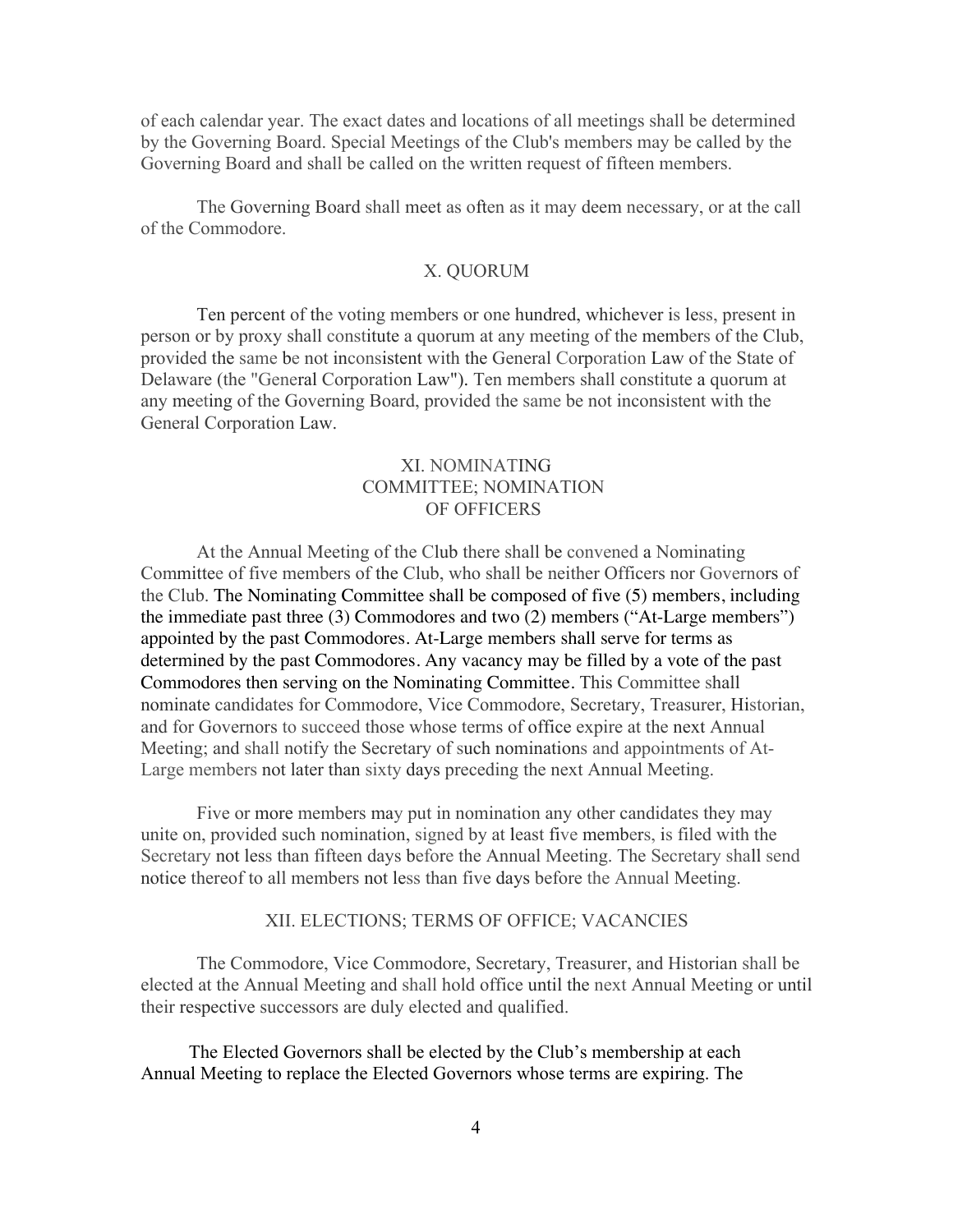of each calendar year. The exact dates and locations of all meetings shall be determined by the Governing Board. Special Meetings of the Club's members may be called by the Governing Board and shall be called on the written request of fifteen members.

The Governing Board shall meet as often as it may deem necessary, or at the call of the Commodore.

## X. QUORUM

Ten percent of the voting members or one hundred, whichever is less, present in person or by proxy shall constitute a quorum at any meeting of the members of the Club, provided the same be not inconsistent with the General Corporation Law of the State of Delaware (the "General Corporation Law"). Ten members shall constitute a quorum at any meeting of the Governing Board, provided the same be not inconsistent with the General Corporation Law.

## XI. NOMINATING COMMITTEE; NOMINATION OF OFFICERS

At the Annual Meeting of the Club there shall be convened a Nominating Committee of five members of the Club, who shall be neither Officers nor Governors of the Club. The Nominating Committee shall be composed of five (5) members, including the immediate past three (3) Commodores and two (2) members ("At-Large members") appointed by the past Commodores. At-Large members shall serve for terms as determined by the past Commodores. Any vacancy may be filled by a vote of the past Commodores then serving on the Nominating Committee. This Committee shall nominate candidates for Commodore, Vice Commodore, Secretary, Treasurer, Historian, and for Governors to succeed those whose terms of office expire at the next Annual Meeting; and shall notify the Secretary of such nominations and appointments of At-Large members not later than sixty days preceding the next Annual Meeting.

Five or more members may put in nomination any other candidates they may unite on, provided such nomination, signed by at least five members, is filed with the Secretary not less than fifteen days before the Annual Meeting. The Secretary shall send notice thereof to all members not less than five days before the Annual Meeting.

## XII. ELECTIONS; TERMS OF OFFICE; VACANCIES

The Commodore, Vice Commodore, Secretary, Treasurer, and Historian shall be elected at the Annual Meeting and shall hold office until the next Annual Meeting or until their respective successors are duly elected and qualified.

The Elected Governors shall be elected by the Club's membership at each Annual Meeting to replace the Elected Governors whose terms are expiring. The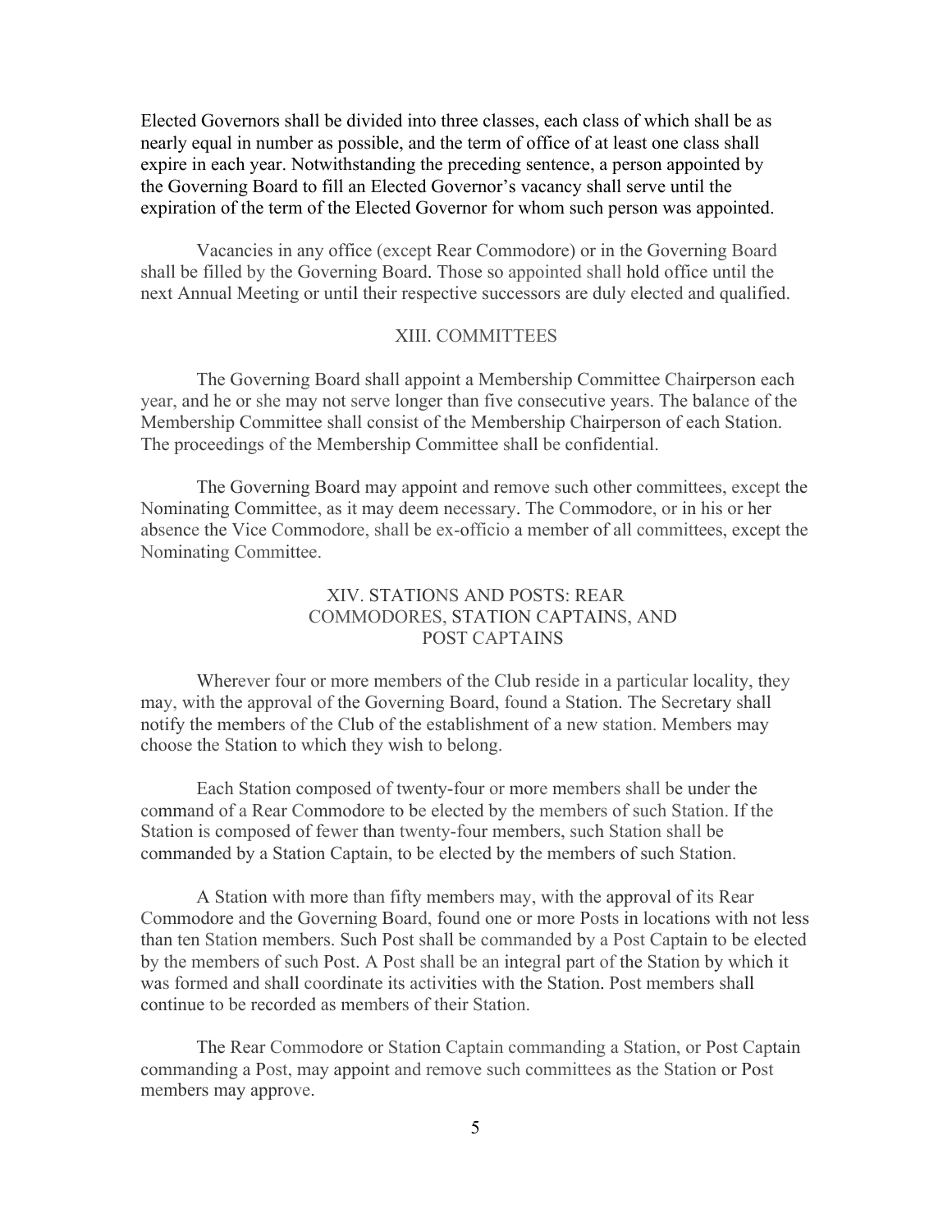Elected Governors shall be divided into three classes, each class of which shall be as nearly equal in number as possible, and the term of office of at least one class shall expire in each year. Notwithstanding the preceding sentence, a person appointed by the Governing Board to fill an Elected Governor's vacancy shall serve until the expiration of the term of the Elected Governor for whom such person was appointed.

Vacancies in any office (except Rear Commodore) or in the Governing Board shall be filled by the Governing Board. Those so appointed shall hold office until the next Annual Meeting or until their respective successors are duly elected and qualified.

## XIII. COMMITTEES

The Governing Board shall appoint a Membership Committee Chairperson each year, and he or she may not serve longer than five consecutive years. The balance of the Membership Committee shall consist of the Membership Chairperson of each Station. The proceedings of the Membership Committee shall be confidential.

The Governing Board may appoint and remove such other committees, except the Nominating Committee, as it may deem necessary. The Commodore, or in his or her absence the Vice Commodore, shall be ex-officio a member of all committees, except the Nominating Committee.

## XIV. STATIONS AND POSTS: REAR COMMODORES, STATION CAPTAINS, AND POST CAPTAINS

Wherever four or more members of the Club reside in a particular locality, they may, with the approval of the Governing Board, found a Station. The Secretary shall notify the members of the Club of the establishment of a new station. Members may choose the Station to which they wish to belong.

Each Station composed of twenty-four or more members shall be under the command of a Rear Commodore to be elected by the members of such Station. If the Station is composed of fewer than twenty-four members, such Station shall be commanded by a Station Captain, to be elected by the members of such Station.

A Station with more than fifty members may, with the approval of its Rear Commodore and the Governing Board, found one or more Posts in locations with not less than ten Station members. Such Post shall be commanded by a Post Captain to be elected by the members of such Post. A Post shall be an integral part of the Station by which it was formed and shall coordinate its activities with the Station. Post members shall continue to be recorded as members of their Station.

The Rear Commodore or Station Captain commanding a Station, or Post Captain commanding a Post, may appoint and remove such committees as the Station or Post members may approve.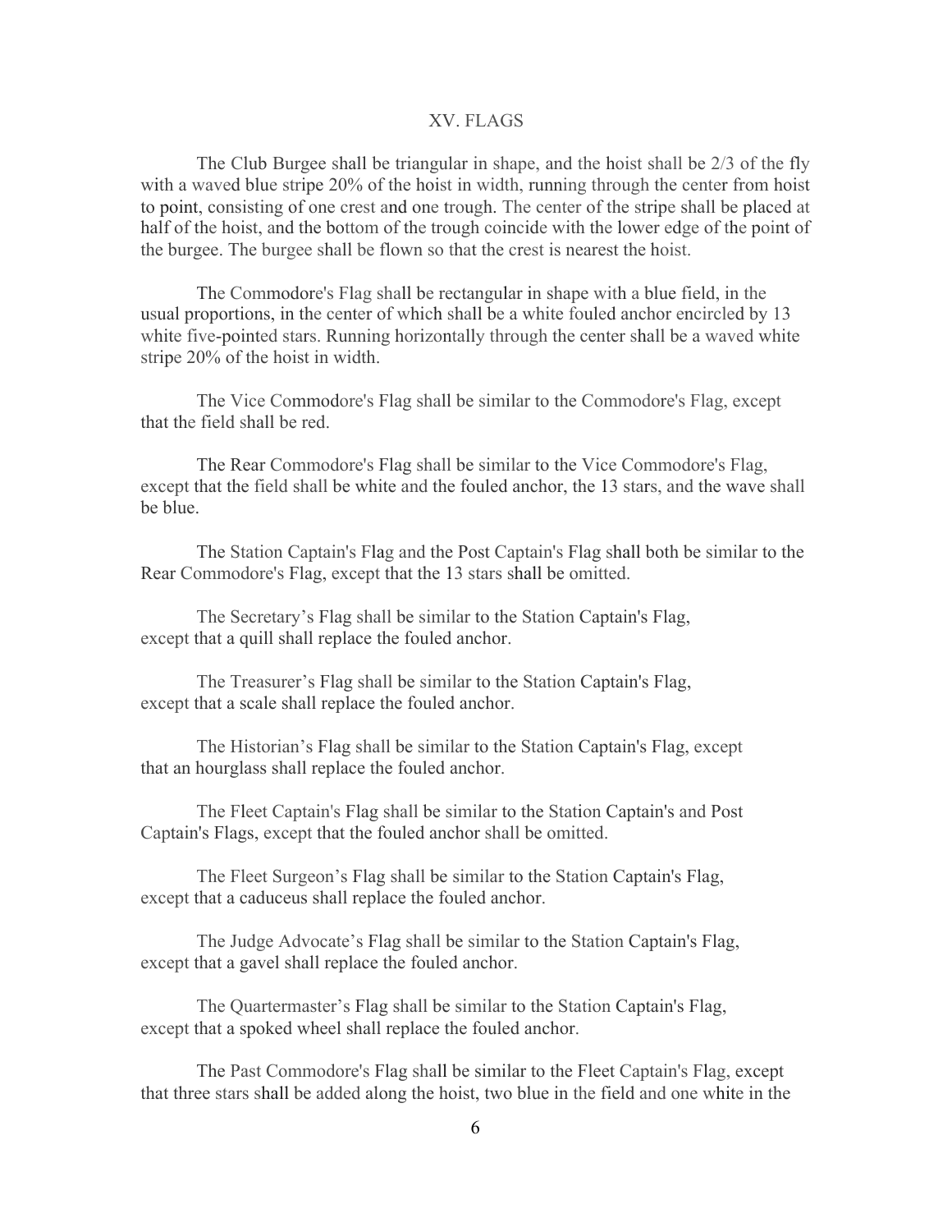## XV. FLAGS

The Club Burgee shall be triangular in shape, and the hoist shall be 2/3 of the fly with a waved blue stripe 20% of the hoist in width, running through the center from hoist to point, consisting of one crest and one trough. The center of the stripe shall be placed at half of the hoist, and the bottom of the trough coincide with the lower edge of the point of the burgee. The burgee shall be flown so that the crest is nearest the hoist.

The Commodore's Flag shall be rectangular in shape with a blue field, in the usual proportions, in the center of which shall be a white fouled anchor encircled by 13 white five-pointed stars. Running horizontally through the center shall be a waved white stripe 20% of the hoist in width.

The Vice Commodore's Flag shall be similar to the Commodore's Flag, except that the field shall be red.

The Rear Commodore's Flag shall be similar to the Vice Commodore's Flag, except that the field shall be white and the fouled anchor, the 13 stars, and the wave shall be blue.

The Station Captain's Flag and the Post Captain's Flag shall both be similar to the Rear Commodore's Flag, except that the 13 stars shall be omitted.

The Secretary's Flag shall be similar to the Station Captain's Flag, except that a quill shall replace the fouled anchor.

The Treasurer's Flag shall be similar to the Station Captain's Flag, except that a scale shall replace the fouled anchor.

The Historian's Flag shall be similar to the Station Captain's Flag, except that an hourglass shall replace the fouled anchor.

The Fleet Captain's Flag shall be similar to the Station Captain's and Post Captain's Flags, except that the fouled anchor shall be omitted.

The Fleet Surgeon's Flag shall be similar to the Station Captain's Flag, except that a caduceus shall replace the fouled anchor.

The Judge Advocate's Flag shall be similar to the Station Captain's Flag, except that a gavel shall replace the fouled anchor.

The Quartermaster's Flag shall be similar to the Station Captain's Flag, except that a spoked wheel shall replace the fouled anchor.

The Past Commodore's Flag shall be similar to the Fleet Captain's Flag, except that three stars shall be added along the hoist, two blue in the field and one white in the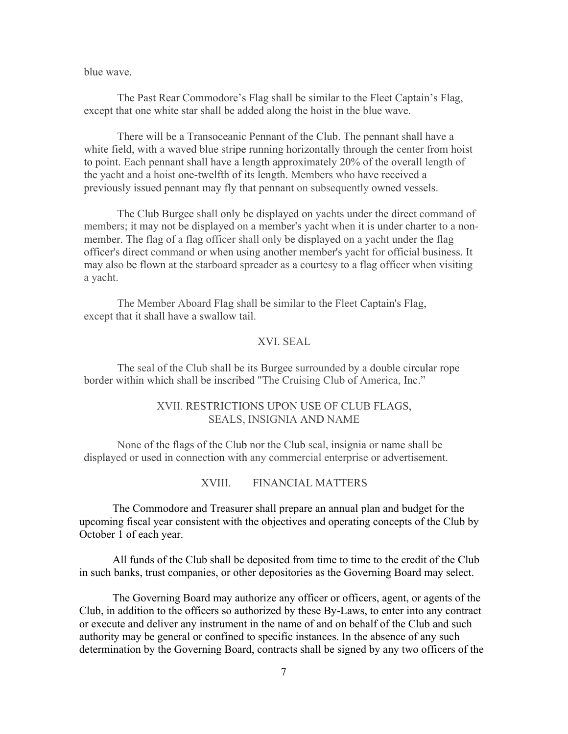blue wave.

The Past Rear Commodore’s Flag shall be similar to the Fleet Captain’s Flag, except that one white star shall be added along the hoist in the blue wave.

There will be a Transoceanic Pennant of the Club. The pennant shall have a white field, with a waved blue stripe running horizontally through the center from hoist to point. Each pennant shall have a length approximately 20% of the overall length of the yacht and a hoist one-twelfth of its length. Members who have received a previously issued pennant may fly that pennant on subsequently owned vessels.

The Club Burgee shall only be displayed on yachts under the direct command of members; it may not be displayed on a member's yacht when it is under charter to a non-member. The flag of a flag officer shall only be displayed on a yacht under the flag officer's direct command or when using another member's yacht for official business. It may also be flown at the starboard spreader as a courtesy to a flag officer when visiting a yacht.

The Member Aboard Flag shall be similar to the Fleet Captain's Flag, except that it shall have a swallow tail.

## XVI. SEAL

The seal of the Club shall be its Burgee surrounded by a double circular rope border within which shall be inscribed "The Cruising Club of America, Inc."

## XVII. RESTRICTIONS UPON USE OF CLUB FLAGS, SEALS, INSIGNIA AND NAME

None of the flags of the Club nor the Club seal, insignia or name shall be displayed or used in connection with any commercial enterprise or advertisement.

## XVIII. FINANCIAL MATTERS

The Commodore and Treasurer shall prepare an annual plan and budget for the upcoming fiscal year consistent with the objectives and operating concepts of the Club by October 1 of each year.

All funds of the Club shall be deposited from time to time to the credit of the Club in such banks, trust companies, or other depositories as the Governing Board may select.

The Governing Board may authorize any officer or officers, agent, or agents of the Club, in addition to the officers so authorized by these By-Laws, to enter into any contract or execute and deliver any instrument in the name of and on behalf of the Club and such authority may be general or confined to specific instances. In the absence of any such determination by the Governing Board, contracts shall be signed by any two officers of the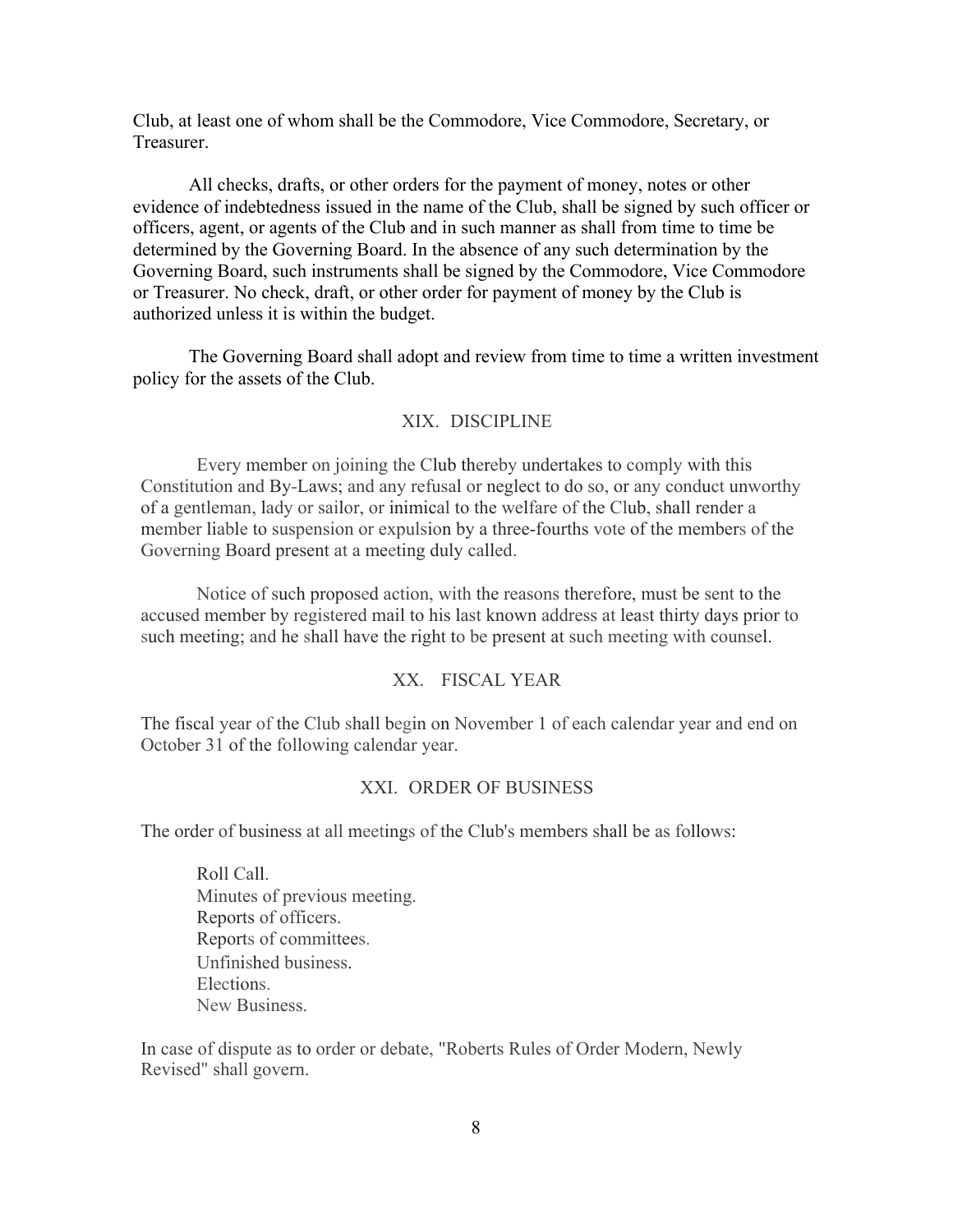Club, at least one of whom shall be the Commodore, Vice Commodore, Secretary, or Treasurer.

All checks, drafts, or other orders for the payment of money, notes or other evidence of indebtedness issued in the name of the Club, shall be signed by such officer or officers, agent, or agents of the Club and in such manner as shall from time to time be determined by the Governing Board. In the absence of any such determination by the Governing Board, such instruments shall be signed by the Commodore, Vice Commodore or Treasurer. No check, draft, or other order for payment of money by the Club is authorized unless it is within the budget.

The Governing Board shall adopt and review from time to time a written investment policy for the assets of the Club.

## XIX. DISCIPLINE

Every member on joining the Club thereby undertakes to comply with this Constitution and By-Laws; and any refusal or neglect to do so, or any conduct unworthy of a gentleman, lady or sailor, or inimical to the welfare of the Club, shall render a member liable to suspension or expulsion by a three-fourths vote of the members of the Governing Board present at a meeting duly called.

Notice of such proposed action, with the reasons therefore, must be sent to the accused member by registered mail to his last known address at least thirty days prior to such meeting; and he shall have the right to be present at such meeting with counsel.

## XX. FISCAL YEAR

The fiscal year of the Club shall begin on November 1 of each calendar year and end on October 31 of the following calendar year.

## XXI. ORDER OF BUSINESS

The order of business at all meetings of the Club's members shall be as follows:

Roll Call.
Minutes of previous meeting.
Reports of officers.
Reports of committees.
Unfinished business.
Elections.
New Business.

In case of dispute as to order or debate, "Roberts Rules of Order Modern, Newly Revised" shall govern.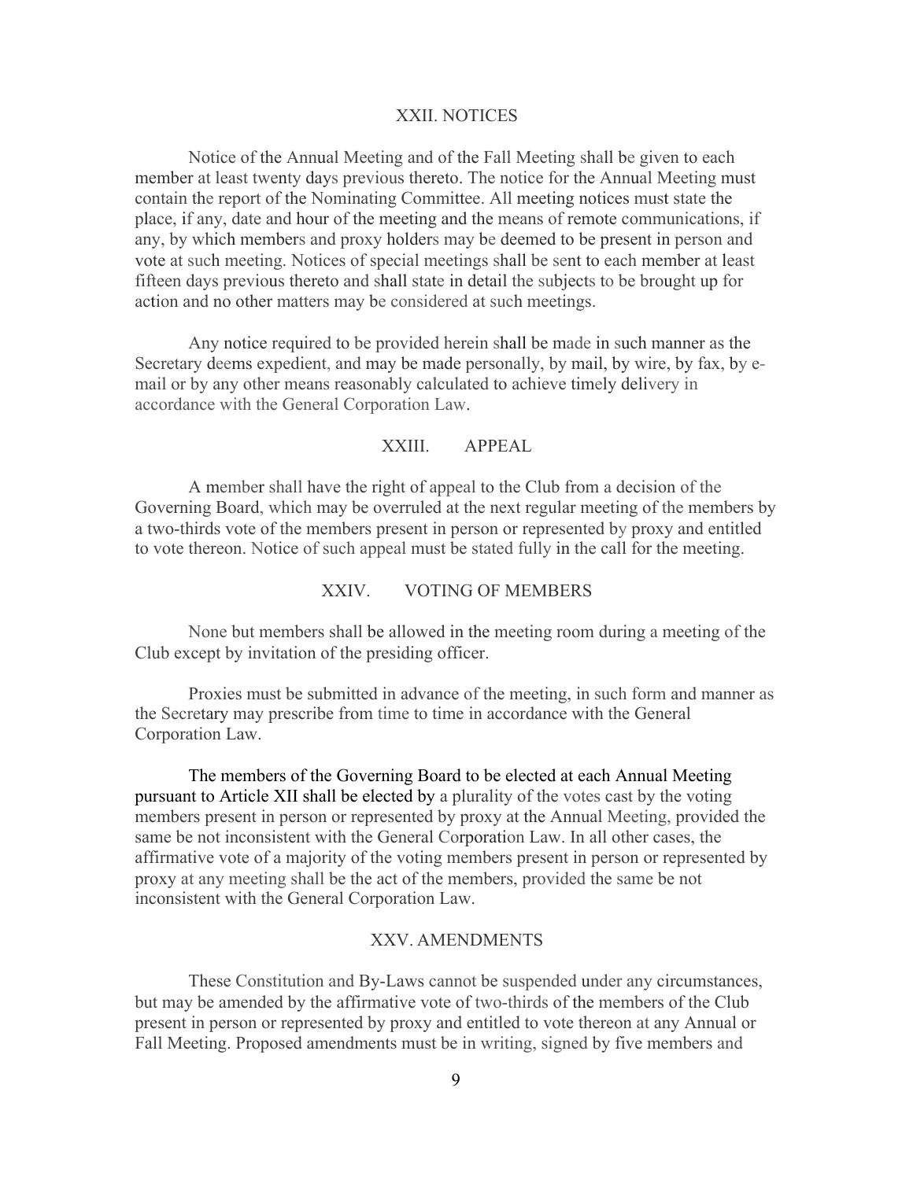## XXII. NOTICES

Notice of the Annual Meeting and of the Fall Meeting shall be given to each member at least twenty days previous thereto. The notice for the Annual Meeting must contain the report of the Nominating Committee. All meeting notices must state the place, if any, date and hour of the meeting and the means of remote communications, if any, by which members and proxy holders may be deemed to be present in person and vote at such meeting. Notices of special meetings shall be sent to each member at least fifteen days previous thereto and shall state in detail the subjects to be brought up for action and no other matters may be considered at such meetings.

Any notice required to be provided herein shall be made in such manner as the Secretary deems expedient, and may be made personally, by mail, by wire, by fax, by e-mail or by any other means reasonably calculated to achieve timely delivery in accordance with the General Corporation Law.

## XXIII. APPEAL

A member shall have the right of appeal to the Club from a decision of the Governing Board, which may be overruled at the next regular meeting of the members by a two-thirds vote of the members present in person or represented by proxy and entitled to vote thereon. Notice of such appeal must be stated fully in the call for the meeting.

## XXIV. VOTING OF MEMBERS

None but members shall be allowed in the meeting room during a meeting of the Club except by invitation of the presiding officer.

Proxies must be submitted in advance of the meeting, in such form and manner as the Secretary may prescribe from time to time in accordance with the General Corporation Law.

The members of the Governing Board to be elected at each Annual Meeting pursuant to Article XII shall be elected by a plurality of the votes cast by the voting members present in person or represented by proxy at the Annual Meeting, provided the same be not inconsistent with the General Corporation Law. In all other cases, the affirmative vote of a majority of the voting members present in person or represented by proxy at any meeting shall be the act of the members, provided the same be not inconsistent with the General Corporation Law.

## XXV. AMENDMENTS

These Constitution and By-Laws cannot be suspended under any circumstances, but may be amended by the affirmative vote of two-thirds of the members of the Club present in person or represented by proxy and entitled to vote thereon at any Annual or Fall Meeting. Proposed amendments must be in writing, signed by five members and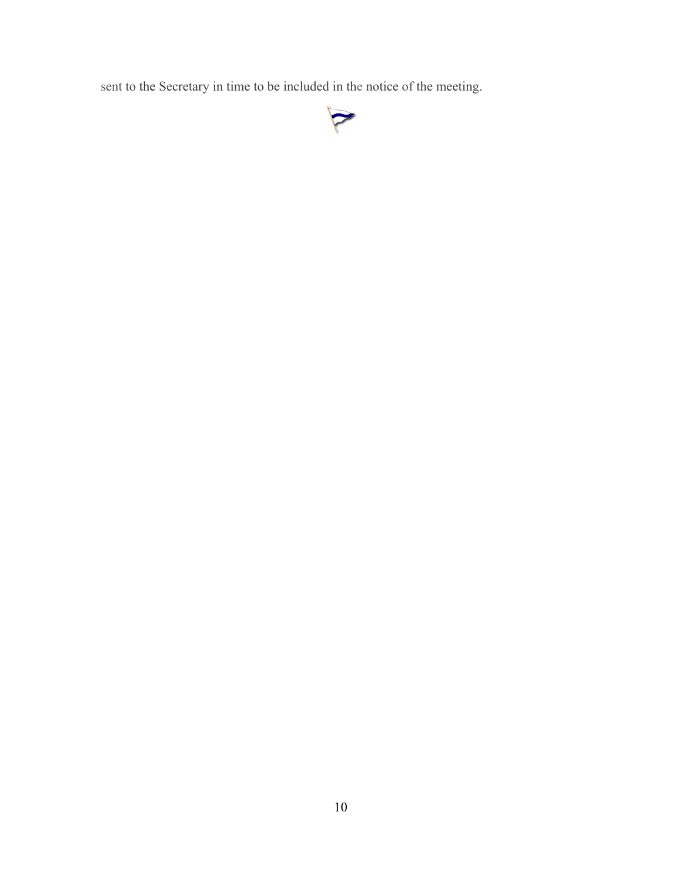sent to the Secretary in time to be included in the notice of the meeting.